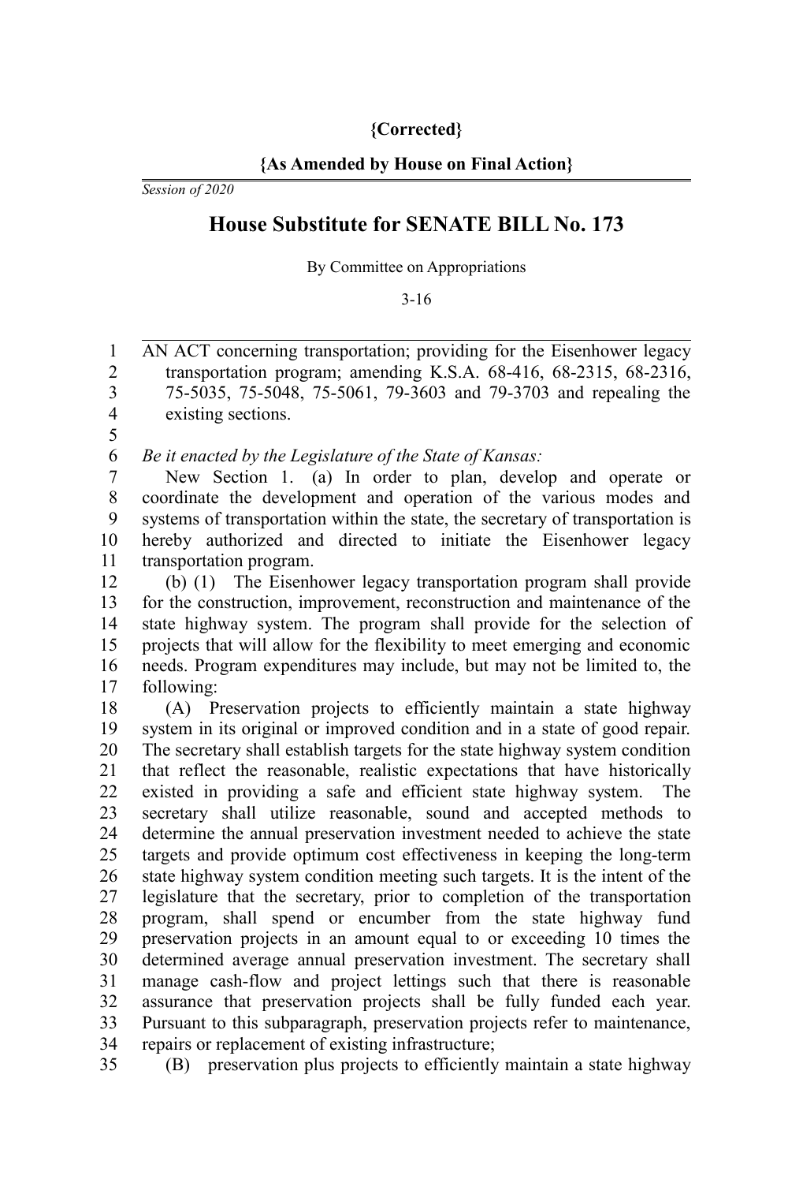**{Corrected}**

**{As Amended by House on Final Action}**

*Session of 2020*

# House Substitute for SENATE BILL No. 173

By Committee on Appropriations

3-16

AN ACT concerning transportation; providing for the Eisenhower legacy transportation program; amending K.S.A. 68-416, 68-2315, 68-2316, 75-5035, 75-5048, 75-5061, 79-3603 and 79-3703 and repealing the existing sections.

*Be it enacted by the Legislature of the State of Kansas:*

New Section 1. (a) In order to plan, develop and operate or coordinate the development and operation of the various modes and systems of transportation within the state, the secretary of transportation is hereby authorized and directed to initiate the Eisenhower legacy transportation program.

(b) (1) The Eisenhower legacy transportation program shall provide for the construction, improvement, reconstruction and maintenance of the state highway system. The program shall provide for the selection of projects that will allow for the flexibility to meet emerging and economic needs. Program expenditures may include, but may not be limited to, the following:

(A) Preservation projects to efficiently maintain a state highway system in its original or improved condition and in a state of good repair. The secretary shall establish targets for the state highway system condition that reflect the reasonable, realistic expectations that have historically existed in providing a safe and efficient state highway system. The secretary shall utilize reasonable, sound and accepted methods to determine the annual preservation investment needed to achieve the state targets and provide optimum cost effectiveness in keeping the long-term state highway system condition meeting such targets. It is the intent of the legislature that the secretary, prior to completion of the transportation program, shall spend or encumber from the state highway fund preservation projects in an amount equal to or exceeding 10 times the determined average annual preservation investment. The secretary shall manage cash-flow and project lettings such that there is reasonable assurance that preservation projects shall be fully funded each year. Pursuant to this subparagraph, preservation projects refer to maintenance, repairs or replacement of existing infrastructure;

(B) preservation plus projects to efficiently maintain a state highway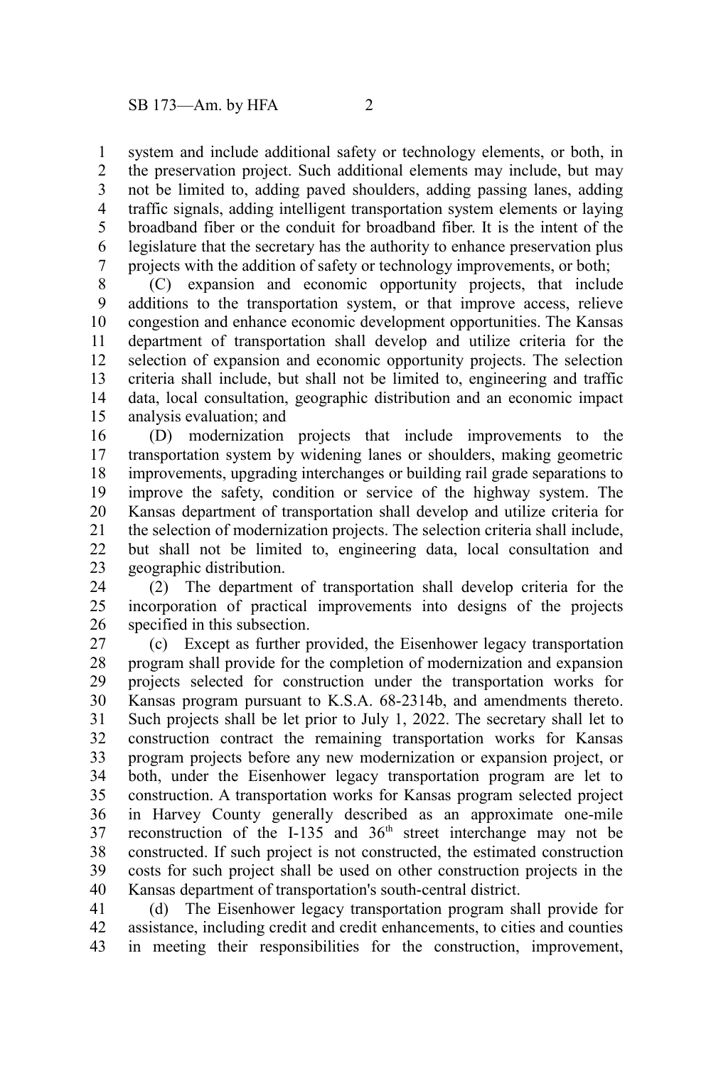system and include additional safety or technology elements, or both, in the preservation project. Such additional elements may include, but may not be limited to, adding paved shoulders, adding passing lanes, adding traffic signals, adding intelligent transportation system elements or laying broadband fiber or the conduit for broadband fiber. It is the intent of the legislature that the secretary has the authority to enhance preservation plus projects with the addition of safety or technology improvements, or both;

(C) expansion and economic opportunity projects, that include additions to the transportation system, or that improve access, relieve congestion and enhance economic development opportunities. The Kansas department of transportation shall develop and utilize criteria for the selection of expansion and economic opportunity projects. The selection criteria shall include, but shall not be limited to, engineering and traffic data, local consultation, geographic distribution and an economic impact analysis evaluation; and

(D) modernization projects that include improvements to the transportation system by widening lanes or shoulders, making geometric improvements, upgrading interchanges or building rail grade separations to improve the safety, condition or service of the highway system. The Kansas department of transportation shall develop and utilize criteria for the selection of modernization projects. The selection criteria shall include, but shall not be limited to, engineering data, local consultation and geographic distribution.

(2) The department of transportation shall develop criteria for the incorporation of practical improvements into designs of the projects specified in this subsection.

(c) Except as further provided, the Eisenhower legacy transportation program shall provide for the completion of modernization and expansion projects selected for construction under the transportation works for Kansas program pursuant to K.S.A. 68-2314b, and amendments thereto. Such projects shall be let prior to July 1, 2022. The secretary shall let to construction contract the remaining transportation works for Kansas program projects before any new modernization or expansion project, or both, under the Eisenhower legacy transportation program are let to construction. A transportation works for Kansas program selected project in Harvey County generally described as an approximate one-mile reconstruction of the I-135 and 36th street interchange may not be constructed. If such project is not constructed, the estimated construction costs for such project shall be used on other construction projects in the Kansas department of transportation's south-central district.

(d) The Eisenhower legacy transportation program shall provide for assistance, including credit and credit enhancements, to cities and counties in meeting their responsibilities for the construction, improvement,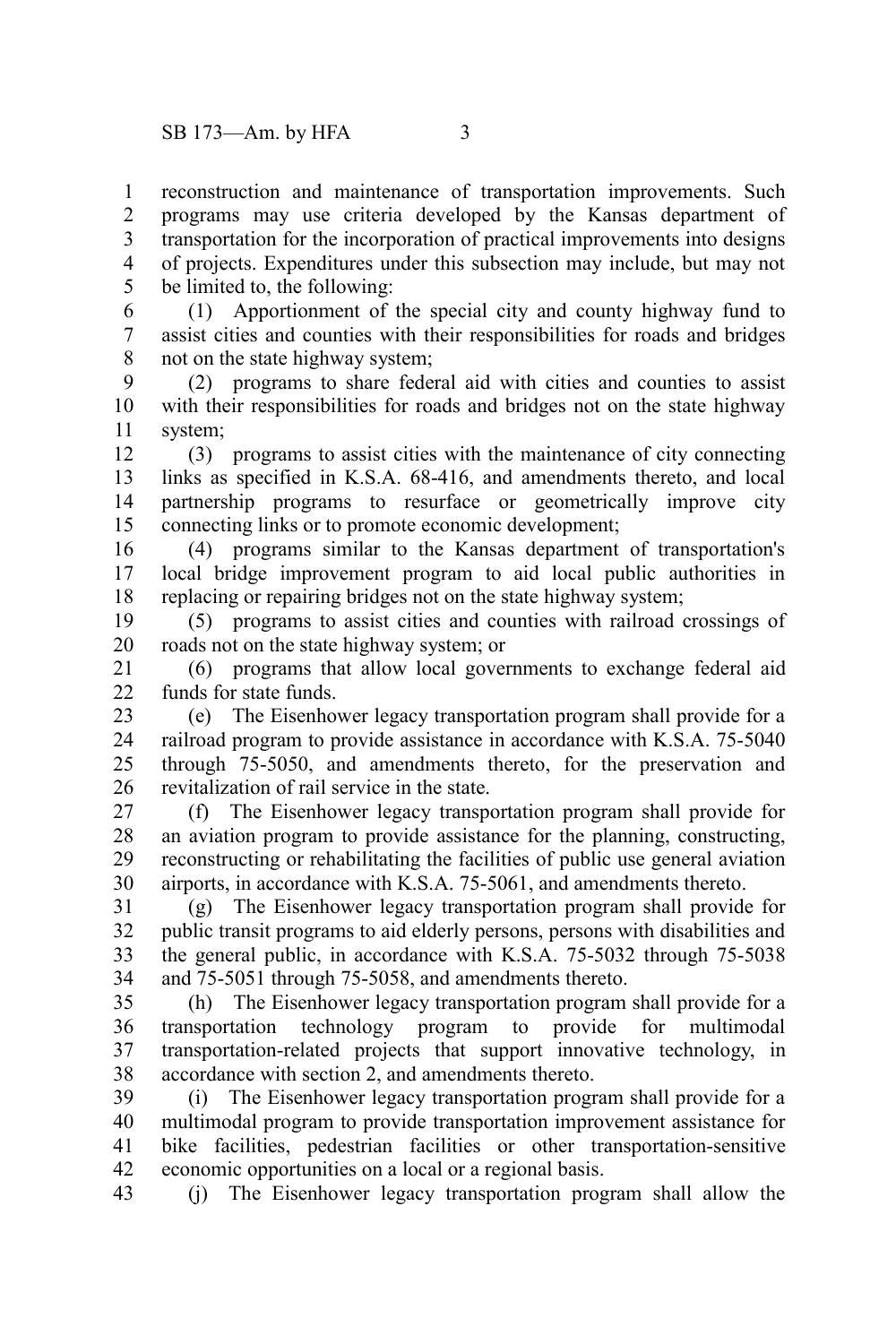reconstruction and maintenance of transportation improvements. Such programs may use criteria developed by the Kansas department of transportation for the incorporation of practical improvements into designs of projects. Expenditures under this subsection may include, but may not be limited to, the following:

(1) Apportionment of the special city and county highway fund to assist cities and counties with their responsibilities for roads and bridges not on the state highway system;

(2) programs to share federal aid with cities and counties to assist with their responsibilities for roads and bridges not on the state highway system;

(3) programs to assist cities with the maintenance of city connecting links as specified in K.S.A. 68-416, and amendments thereto, and local partnership programs to resurface or geometrically improve city connecting links or to promote economic development;

(4) programs similar to the Kansas department of transportation's local bridge improvement program to aid local public authorities in replacing or repairing bridges not on the state highway system;

(5) programs to assist cities and counties with railroad crossings of roads not on the state highway system; or

(6) programs that allow local governments to exchange federal aid funds for state funds.

(e) The Eisenhower legacy transportation program shall provide for a railroad program to provide assistance in accordance with K.S.A. 75-5040 through 75-5050, and amendments thereto, for the preservation and revitalization of rail service in the state.

(f) The Eisenhower legacy transportation program shall provide for an aviation program to provide assistance for the planning, constructing, reconstructing or rehabilitating the facilities of public use general aviation airports, in accordance with K.S.A. 75-5061, and amendments thereto.

(g) The Eisenhower legacy transportation program shall provide for public transit programs to aid elderly persons, persons with disabilities and the general public, in accordance with K.S.A. 75-5032 through 75-5038 and 75-5051 through 75-5058, and amendments thereto.

(h) The Eisenhower legacy transportation program shall provide for a transportation technology program to provide for multimodal transportation-related projects that support innovative technology, in accordance with section 2, and amendments thereto.

(i) The Eisenhower legacy transportation program shall provide for a multimodal program to provide transportation improvement assistance for bike facilities, pedestrian facilities or other transportation-sensitive economic opportunities on a local or a regional basis.

(j) The Eisenhower legacy transportation program shall allow the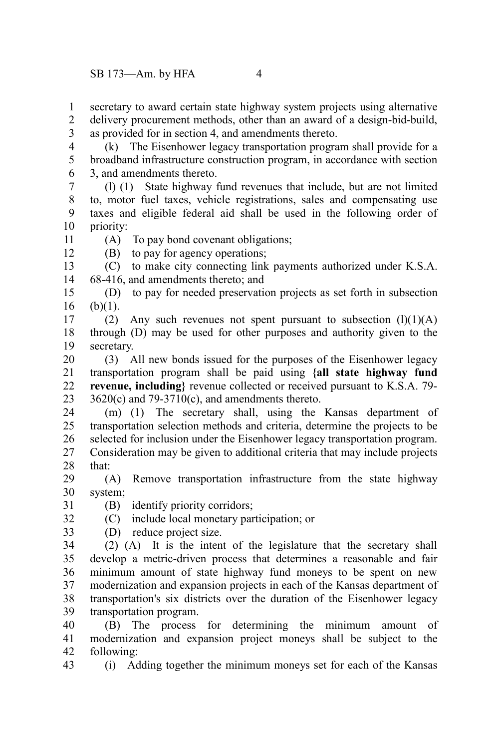secretary to award certain state highway system projects using alternative delivery procurement methods, other than an award of a design-bid-build, as provided for in section 4, and amendments thereto.

(k) The Eisenhower legacy transportation program shall provide for a broadband infrastructure construction program, in accordance with section 3, and amendments thereto.

(l) (1) State highway fund revenues that include, but are not limited to, motor fuel taxes, vehicle registrations, sales and compensating use taxes and eligible federal aid shall be used in the following order of priority:

(A) To pay bond covenant obligations;

(B) to pay for agency operations;

(C) to make city connecting link payments authorized under K.S.A. 68-416, and amendments thereto; and

(D) to pay for needed preservation projects as set forth in subsection (b)(1).

(2) Any such revenues not spent pursuant to subsection (l)(1)(A) through (D) may be used for other purposes and authority given to the secretary.

(3) All new bonds issued for the purposes of the Eisenhower legacy transportation program shall be paid using **{all state highway fund revenue, including}** revenue collected or received pursuant to K.S.A. 79-3620(c) and 79-3710(c), and amendments thereto.

(m) (1) The secretary shall, using the Kansas department of transportation selection methods and criteria, determine the projects to be selected for inclusion under the Eisenhower legacy transportation program. Consideration may be given to additional criteria that may include projects that:

(A) Remove transportation infrastructure from the state highway system;

(B) identify priority corridors;

(C) include local monetary participation; or

(D) reduce project size.

(2) (A) It is the intent of the legislature that the secretary shall develop a metric-driven process that determines a reasonable and fair minimum amount of state highway fund moneys to be spent on new modernization and expansion projects in each of the Kansas department of transportation's six districts over the duration of the Eisenhower legacy transportation program.

(B) The process for determining the minimum amount of modernization and expansion project moneys shall be subject to the following:

(i) Adding together the minimum moneys set for each of the Kansas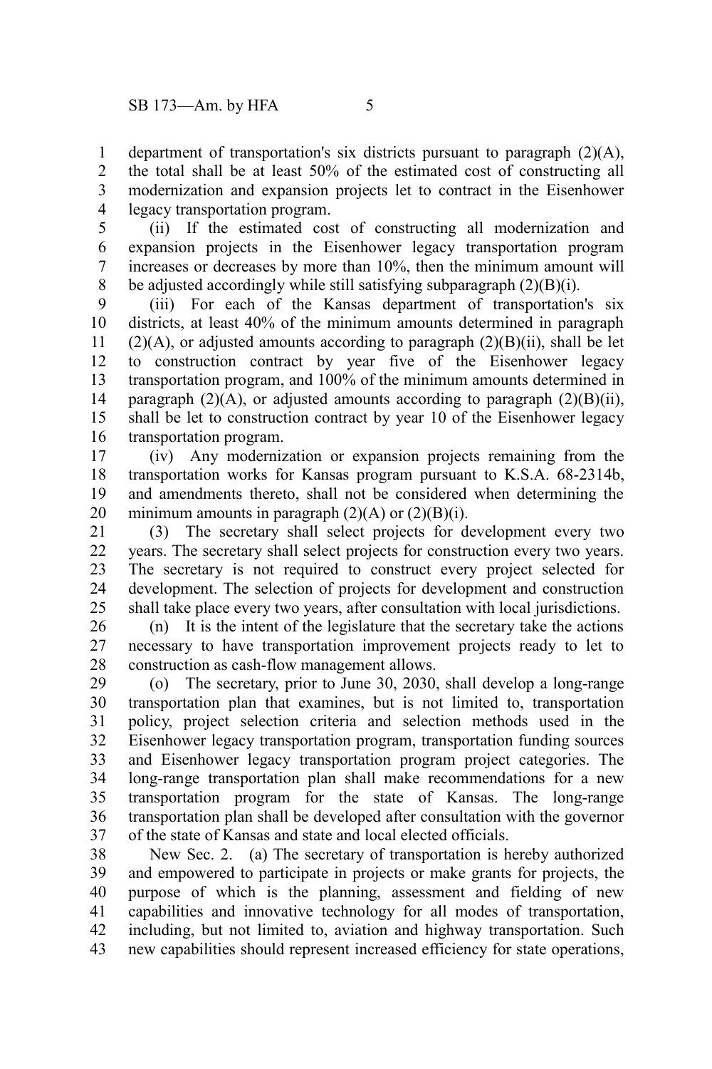department of transportation's six districts pursuant to paragraph (2)(A), the total shall be at least 50% of the estimated cost of constructing all modernization and expansion projects let to contract in the Eisenhower legacy transportation program.

(ii) If the estimated cost of constructing all modernization and expansion projects in the Eisenhower legacy transportation program increases or decreases by more than 10%, then the minimum amount will be adjusted accordingly while still satisfying subparagraph (2)(B)(i).

(iii) For each of the Kansas department of transportation's six districts, at least 40% of the minimum amounts determined in paragraph (2)(A), or adjusted amounts according to paragraph (2)(B)(ii), shall be let to construction contract by year five of the Eisenhower legacy transportation program, and 100% of the minimum amounts determined in paragraph (2)(A), or adjusted amounts according to paragraph (2)(B)(ii), shall be let to construction contract by year 10 of the Eisenhower legacy transportation program.

(iv) Any modernization or expansion projects remaining from the transportation works for Kansas program pursuant to K.S.A. 68-2314b, and amendments thereto, shall not be considered when determining the minimum amounts in paragraph (2)(A) or (2)(B)(i).

(3) The secretary shall select projects for development every two years. The secretary shall select projects for construction every two years. The secretary is not required to construct every project selected for development. The selection of projects for development and construction shall take place every two years, after consultation with local jurisdictions.

(n) It is the intent of the legislature that the secretary take the actions necessary to have transportation improvement projects ready to let to construction as cash-flow management allows.

(o) The secretary, prior to June 30, 2030, shall develop a long-range transportation plan that examines, but is not limited to, transportation policy, project selection criteria and selection methods used in the Eisenhower legacy transportation program, transportation funding sources and Eisenhower legacy transportation program project categories. The long-range transportation plan shall make recommendations for a new transportation program for the state of Kansas. The long-range transportation plan shall be developed after consultation with the governor of the state of Kansas and state and local elected officials.

New Sec. 2. (a) The secretary of transportation is hereby authorized and empowered to participate in projects or make grants for projects, the purpose of which is the planning, assessment and fielding of new capabilities and innovative technology for all modes of transportation, including, but not limited to, aviation and highway transportation. Such new capabilities should represent increased efficiency for state operations,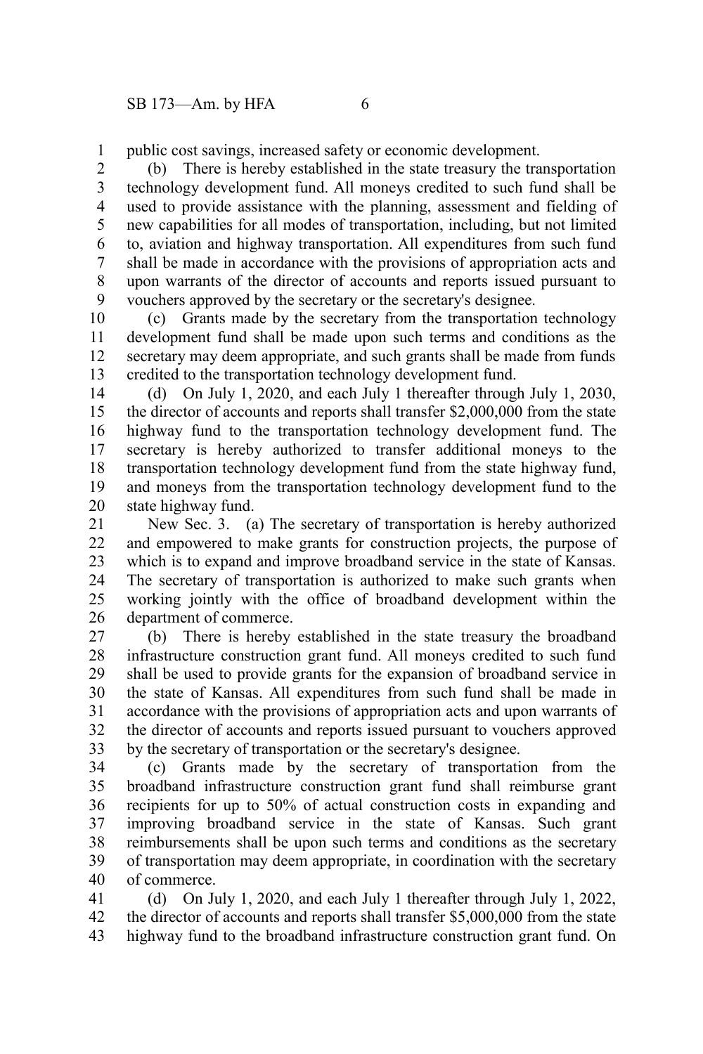public cost savings, increased safety or economic development.

(b) There is hereby established in the state treasury the transportation technology development fund. All moneys credited to such fund shall be used to provide assistance with the planning, assessment and fielding of new capabilities for all modes of transportation, including, but not limited to, aviation and highway transportation. All expenditures from such fund shall be made in accordance with the provisions of appropriation acts and upon warrants of the director of accounts and reports issued pursuant to vouchers approved by the secretary or the secretary's designee.

(c) Grants made by the secretary from the transportation technology development fund shall be made upon such terms and conditions as the secretary may deem appropriate, and such grants shall be made from funds credited to the transportation technology development fund.

(d) On July 1, 2020, and each July 1 thereafter through July 1, 2030, the director of accounts and reports shall transfer $2,000,000 from the state highway fund to the transportation technology development fund. The secretary is hereby authorized to transfer additional moneys to the transportation technology development fund from the state highway fund, and moneys from the transportation technology development fund to the state highway fund.

New Sec. 3. (a) The secretary of transportation is hereby authorized and empowered to make grants for construction projects, the purpose of which is to expand and improve broadband service in the state of Kansas. The secretary of transportation is authorized to make such grants when working jointly with the office of broadband development within the department of commerce.

(b) There is hereby established in the state treasury the broadband infrastructure construction grant fund. All moneys credited to such fund shall be used to provide grants for the expansion of broadband service in the state of Kansas. All expenditures from such fund shall be made in accordance with the provisions of appropriation acts and upon warrants of the director of accounts and reports issued pursuant to vouchers approved by the secretary of transportation or the secretary's designee.

(c) Grants made by the secretary of transportation from the broadband infrastructure construction grant fund shall reimburse grant recipients for up to 50% of actual construction costs in expanding and improving broadband service in the state of Kansas. Such grant reimbursements shall be upon such terms and conditions as the secretary of transportation may deem appropriate, in coordination with the secretary of commerce.

(d) On July 1, 2020, and each July 1 thereafter through July 1, 2022, the director of accounts and reports shall transfer $5,000,000 from the state highway fund to the broadband infrastructure construction grant fund. On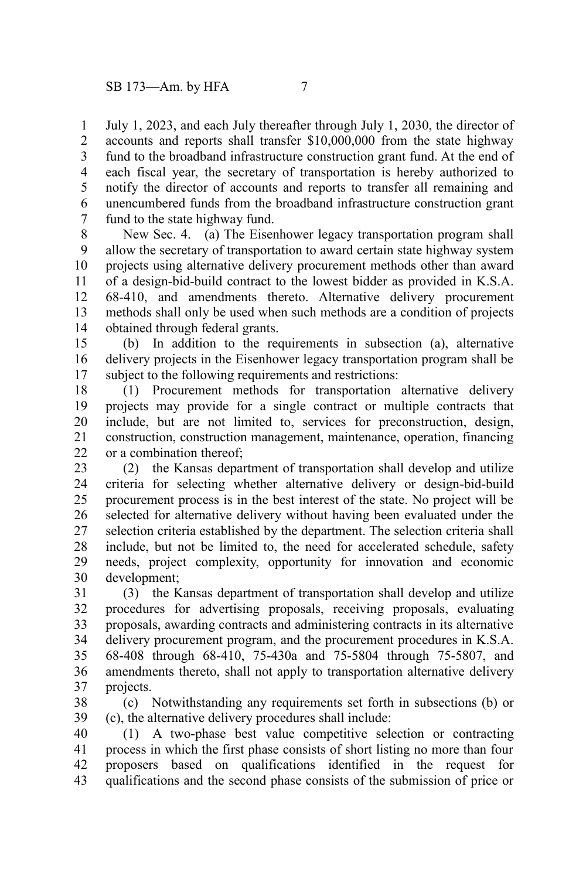July 1, 2023, and each July thereafter through July 1, 2030, the director of accounts and reports shall transfer $10,000,000 from the state highway fund to the broadband infrastructure construction grant fund. At the end of each fiscal year, the secretary of transportation is hereby authorized to notify the director of accounts and reports to transfer all remaining and unencumbered funds from the broadband infrastructure construction grant fund to the state highway fund.

New Sec. 4. (a) The Eisenhower legacy transportation program shall allow the secretary of transportation to award certain state highway system projects using alternative delivery procurement methods other than award of a design-bid-build contract to the lowest bidder as provided in K.S.A. 68-410, and amendments thereto. Alternative delivery procurement methods shall only be used when such methods are a condition of projects obtained through federal grants.

(b) In addition to the requirements in subsection (a), alternative delivery projects in the Eisenhower legacy transportation program shall be subject to the following requirements and restrictions:

(1) Procurement methods for transportation alternative delivery projects may provide for a single contract or multiple contracts that include, but are not limited to, services for preconstruction, design, construction, construction management, maintenance, operation, financing or a combination thereof;

(2) the Kansas department of transportation shall develop and utilize criteria for selecting whether alternative delivery or design-bid-build procurement process is in the best interest of the state. No project will be selected for alternative delivery without having been evaluated under the selection criteria established by the department. The selection criteria shall include, but not be limited to, the need for accelerated schedule, safety needs, project complexity, opportunity for innovation and economic development;

(3) the Kansas department of transportation shall develop and utilize procedures for advertising proposals, receiving proposals, evaluating proposals, awarding contracts and administering contracts in its alternative delivery procurement program, and the procurement procedures in K.S.A. 68-408 through 68-410, 75-430a and 75-5804 through 75-5807, and amendments thereto, shall not apply to transportation alternative delivery projects.

(c) Notwithstanding any requirements set forth in subsections (b) or (c), the alternative delivery procedures shall include:

(1) A two-phase best value competitive selection or contracting process in which the first phase consists of short listing no more than four proposers based on qualifications identified in the request for qualifications and the second phase consists of the submission of price or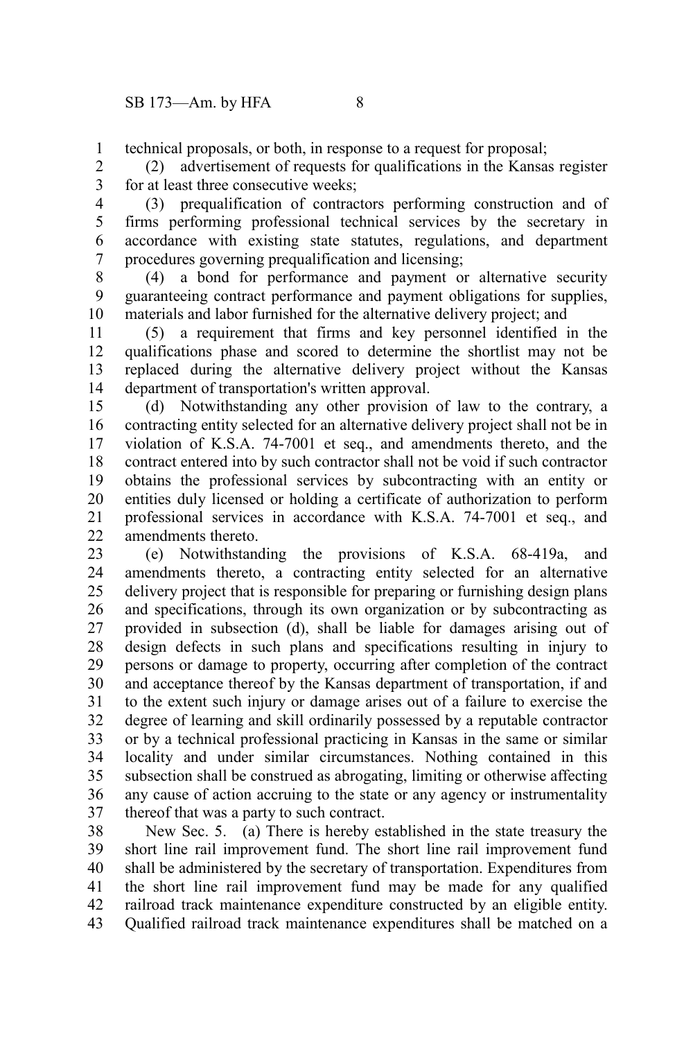technical proposals, or both, in response to a request for proposal;

(2) advertisement of requests for qualifications in the Kansas register for at least three consecutive weeks;

(3) prequalification of contractors performing construction and of firms performing professional technical services by the secretary in accordance with existing state statutes, regulations, and department procedures governing prequalification and licensing;

(4) a bond for performance and payment or alternative security guaranteeing contract performance and payment obligations for supplies, materials and labor furnished for the alternative delivery project; and

(5) a requirement that firms and key personnel identified in the qualifications phase and scored to determine the shortlist may not be replaced during the alternative delivery project without the Kansas department of transportation's written approval.

(d) Notwithstanding any other provision of law to the contrary, a contracting entity selected for an alternative delivery project shall not be in violation of K.S.A. 74-7001 et seq., and amendments thereto, and the contract entered into by such contractor shall not be void if such contractor obtains the professional services by subcontracting with an entity or entities duly licensed or holding a certificate of authorization to perform professional services in accordance with K.S.A. 74-7001 et seq., and amendments thereto.

(e) Notwithstanding the provisions of K.S.A. 68-419a, and amendments thereto, a contracting entity selected for an alternative delivery project that is responsible for preparing or furnishing design plans and specifications, through its own organization or by subcontracting as provided in subsection (d), shall be liable for damages arising out of design defects in such plans and specifications resulting in injury to persons or damage to property, occurring after completion of the contract and acceptance thereof by the Kansas department of transportation, if and to the extent such injury or damage arises out of a failure to exercise the degree of learning and skill ordinarily possessed by a reputable contractor or by a technical professional practicing in Kansas in the same or similar locality and under similar circumstances. Nothing contained in this subsection shall be construed as abrogating, limiting or otherwise affecting any cause of action accruing to the state or any agency or instrumentality thereof that was a party to such contract.

New Sec. 5. (a) There is hereby established in the state treasury the short line rail improvement fund. The short line rail improvement fund shall be administered by the secretary of transportation. Expenditures from the short line rail improvement fund may be made for any qualified railroad track maintenance expenditure constructed by an eligible entity. Qualified railroad track maintenance expenditures shall be matched on a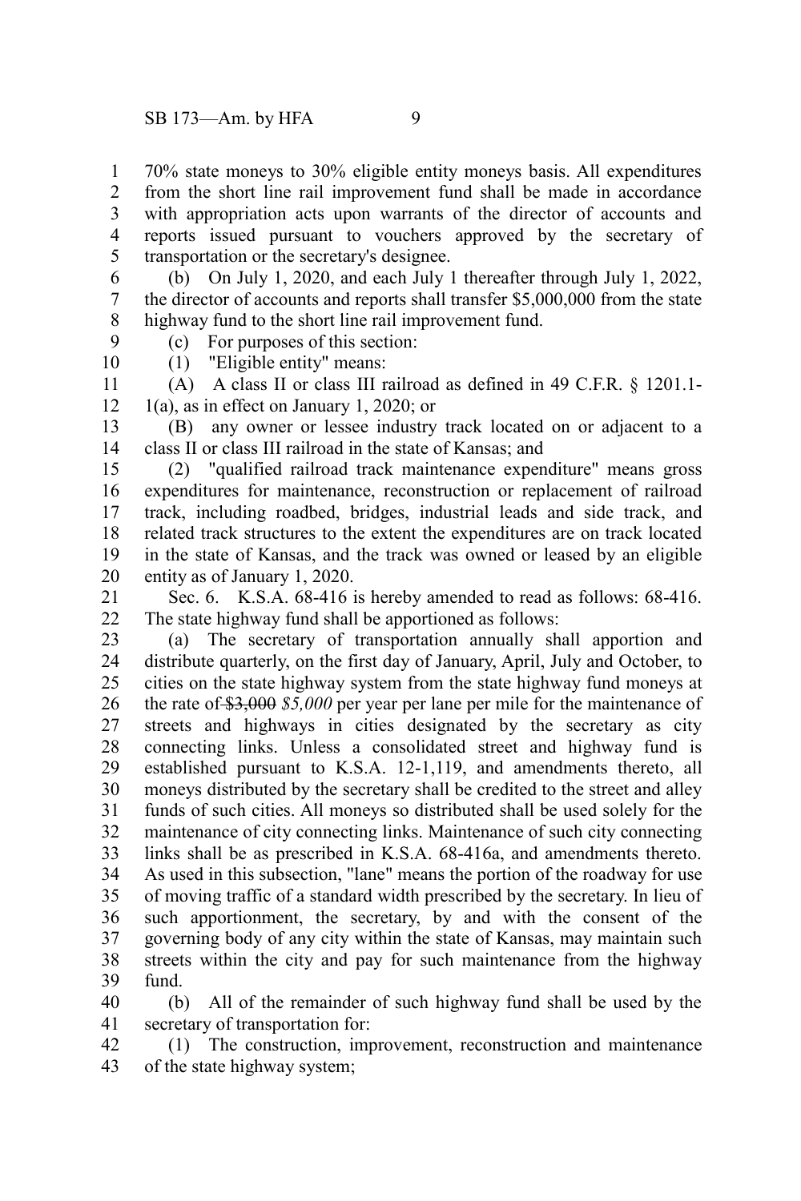70% state moneys to 30% eligible entity moneys basis. All expenditures from the short line rail improvement fund shall be made in accordance with appropriation acts upon warrants of the director of accounts and reports issued pursuant to vouchers approved by the secretary of transportation or the secretary's designee.

(b) On July 1, 2020, and each July 1 thereafter through July 1, 2022, the director of accounts and reports shall transfer $5,000,000 from the state highway fund to the short line rail improvement fund.

(c) For purposes of this section:

(1) "Eligible entity" means:

(A) A class II or class III railroad as defined in 49 C.F.R. § 1201.1-1(a), as in effect on January 1, 2020; or

(B) any owner or lessee industry track located on or adjacent to a class II or class III railroad in the state of Kansas; and

(2) "qualified railroad track maintenance expenditure" means gross expenditures for maintenance, reconstruction or replacement of railroad track, including roadbed, bridges, industrial leads and side track, and related track structures to the extent the expenditures are on track located in the state of Kansas, and the track was owned or leased by an eligible entity as of January 1, 2020.

Sec. 6. K.S.A. 68-416 is hereby amended to read as follows: 68-416. The state highway fund shall be apportioned as follows:

(a) The secretary of transportation annually shall apportion and distribute quarterly, on the first day of January, April, July and October, to cities on the state highway system from the state highway fund moneys at the rate of ~~$3,000~~ *$5,000* per year per lane per mile for the maintenance of streets and highways in cities designated by the secretary as city connecting links. Unless a consolidated street and highway fund is established pursuant to K.S.A. 12-1,119, and amendments thereto, all moneys distributed by the secretary shall be credited to the street and alley funds of such cities. All moneys so distributed shall be used solely for the maintenance of city connecting links. Maintenance of such city connecting links shall be as prescribed in K.S.A. 68-416a, and amendments thereto. As used in this subsection, "lane" means the portion of the roadway for use of moving traffic of a standard width prescribed by the secretary. In lieu of such apportionment, the secretary, by and with the consent of the governing body of any city within the state of Kansas, may maintain such streets within the city and pay for such maintenance from the highway fund.

(b) All of the remainder of such highway fund shall be used by the secretary of transportation for:

(1) The construction, improvement, reconstruction and maintenance of the state highway system;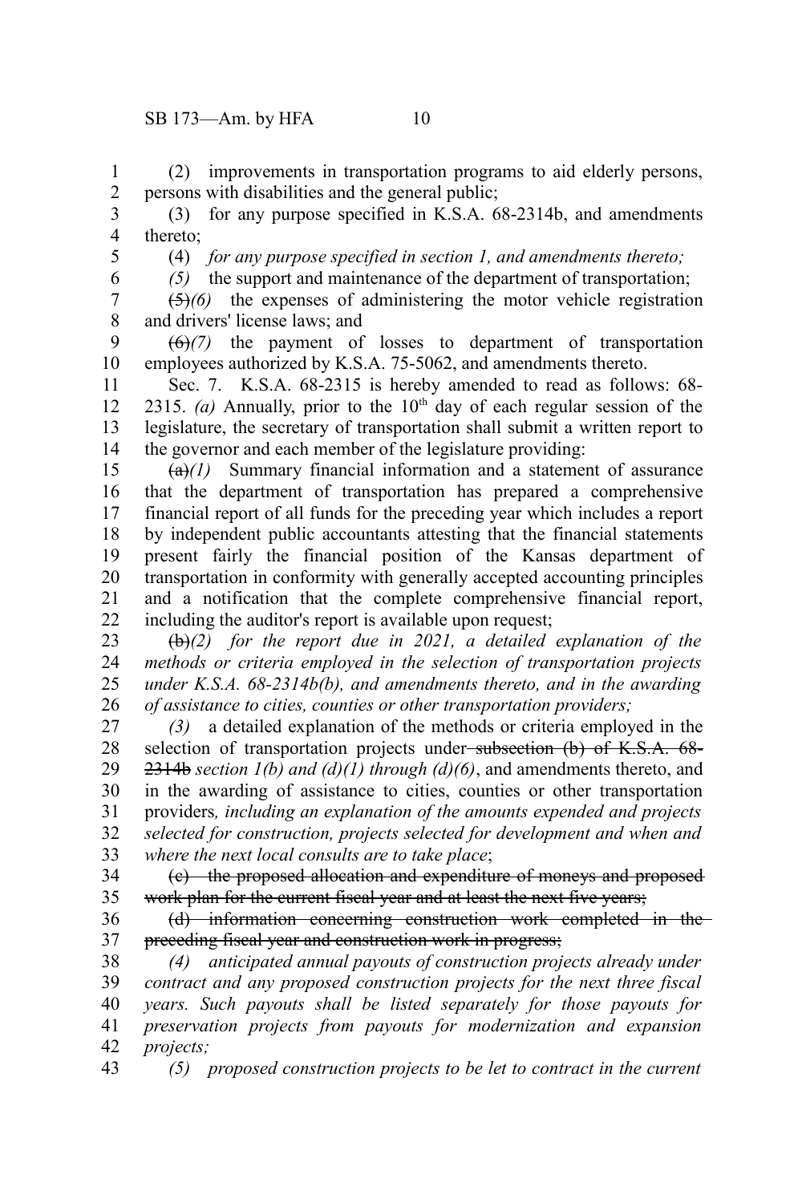(2) improvements in transportation programs to aid elderly persons, persons with disabilities and the general public;

(3) for any purpose specified in K.S.A. 68-2314b, and amendments thereto;

(4) *for any purpose specified in section 1, and amendments thereto;*

*(5)* the support and maintenance of the department of transportation;

~~(5)~~*(6)* the expenses of administering the motor vehicle registration and drivers' license laws; and

~~(6)~~*(7)* the payment of losses to department of transportation employees authorized by K.S.A. 75-5062, and amendments thereto.

Sec. 7. K.S.A. 68-2315 is hereby amended to read as follows: 68-2315. *(a)* Annually, prior to the 10th day of each regular session of the legislature, the secretary of transportation shall submit a written report to the governor and each member of the legislature providing:

~~(a)~~*(1)* Summary financial information and a statement of assurance that the department of transportation has prepared a comprehensive financial report of all funds for the preceding year which includes a report by independent public accountants attesting that the financial statements present fairly the financial position of the Kansas department of transportation in conformity with generally accepted accounting principles and a notification that the complete comprehensive financial report, including the auditor's report is available upon request;

~~(b)~~*(2) for the report due in 2021, a detailed explanation of the methods or criteria employed in the selection of transportation projects under K.S.A. 68-2314b(b), and amendments thereto, and in the awarding of assistance to cities, counties or other transportation providers;*

*(3)* a detailed explanation of the methods or criteria employed in the selection of transportation projects under ~~subsection (b) of K.S.A. 68-2314b~~ *section 1(b) and (d)(1) through (d)(6)*, and amendments thereto, and in the awarding of assistance to cities, counties or other transportation providers*, including an explanation of the amounts expended and projects selected for construction, projects selected for development and when and where the next local consults are to take place*;

~~(c) the proposed allocation and expenditure of moneys and proposed work plan for the current fiscal year and at least the next five years;~~

~~(d) information concerning construction work completed in the preceding fiscal year and construction work in progress;~~

*(4) anticipated annual payouts of construction projects already under contract and any proposed construction projects for the next three fiscal years. Such payouts shall be listed separately for those payouts for preservation projects from payouts for modernization and expansion projects;*

*(5) proposed construction projects to be let to contract in the current*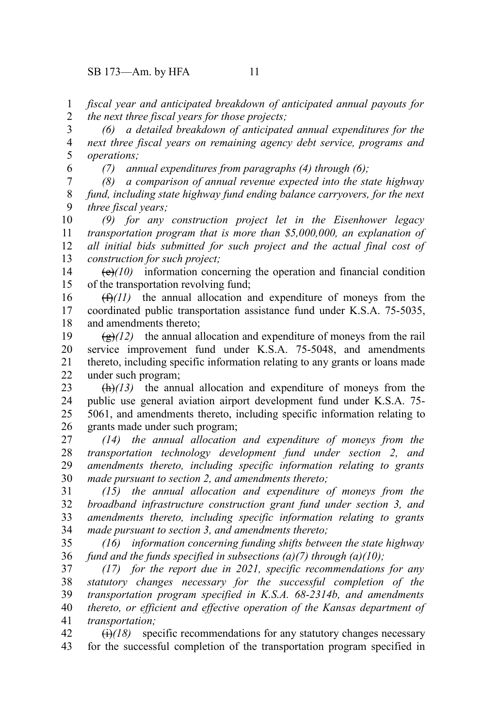*fiscal year and anticipated breakdown of anticipated annual payouts for the next three fiscal years for those projects;*

*(6) a detailed breakdown of anticipated annual expenditures for the next three fiscal years on remaining agency debt service, programs and operations;*

*(7) annual expenditures from paragraphs (4) through (6);*

*(8) a comparison of annual revenue expected into the state highway fund, including state highway fund ending balance carryovers, for the next three fiscal years;*

*(9) for any construction project let in the Eisenhower legacy transportation program that is more than $5,000,000, an explanation of all initial bids submitted for such project and the actual final cost of construction for such project;*

~~(e)~~*(10)* information concerning the operation and financial condition of the transportation revolving fund;

~~(f)~~*(11)* the annual allocation and expenditure of moneys from the coordinated public transportation assistance fund under K.S.A. 75-5035, and amendments thereto;

~~(g)~~*(12)* the annual allocation and expenditure of moneys from the rail service improvement fund under K.S.A. 75-5048, and amendments thereto, including specific information relating to any grants or loans made under such program;

~~(h)~~*(13)* the annual allocation and expenditure of moneys from the public use general aviation airport development fund under K.S.A. 75-5061, and amendments thereto, including specific information relating to grants made under such program;

*(14) the annual allocation and expenditure of moneys from the transportation technology development fund under section 2, and amendments thereto, including specific information relating to grants made pursuant to section 2, and amendments thereto;*

*(15) the annual allocation and expenditure of moneys from the broadband infrastructure construction grant fund under section 3, and amendments thereto, including specific information relating to grants made pursuant to section 3, and amendments thereto;*

*(16) information concerning funding shifts between the state highway fund and the funds specified in subsections (a)(7) through (a)(10);*

*(17) for the report due in 2021, specific recommendations for any statutory changes necessary for the successful completion of the transportation program specified in K.S.A. 68-2314b, and amendments thereto, or efficient and effective operation of the Kansas department of transportation;*

~~(i)~~*(18)* specific recommendations for any statutory changes necessary for the successful completion of the transportation program specified in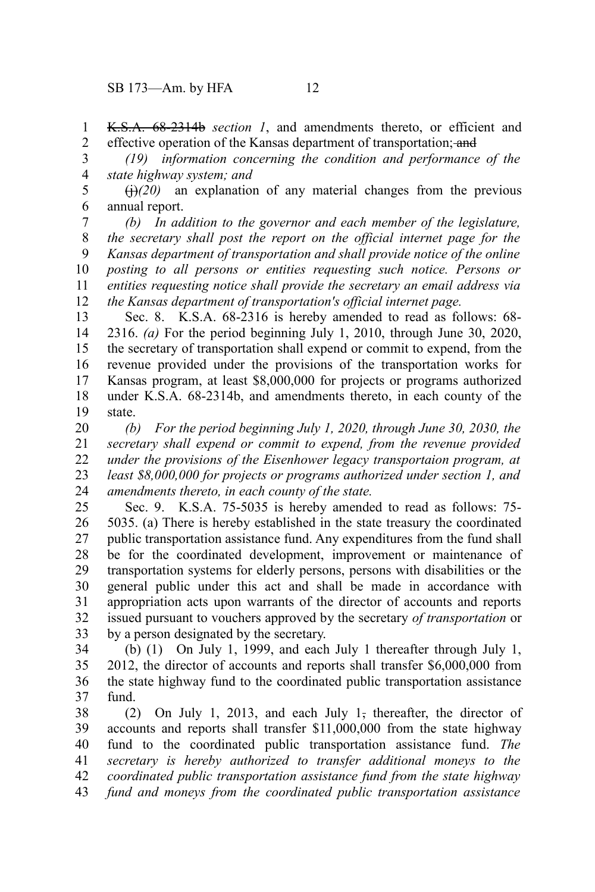~~K.S.A. 68-2314b~~ *section 1*, and amendments thereto, or efficient and effective operation of the Kansas department of transportation;~~ and~~

*(19) information concerning the condition and performance of the state highway system; and*

~~(j)~~*(20)* an explanation of any material changes from the previous annual report.

*(b) In addition to the governor and each member of the legislature, the secretary shall post the report on the official internet page for the Kansas department of transportation and shall provide notice of the online posting to all persons or entities requesting such notice. Persons or entities requesting notice shall provide the secretary an email address via the Kansas department of transportation's official internet page.*

Sec. 8. K.S.A. 68-2316 is hereby amended to read as follows: 68-2316. *(a)* For the period beginning July 1, 2010, through June 30, 2020, the secretary of transportation shall expend or commit to expend, from the revenue provided under the provisions of the transportation works for Kansas program, at least $8,000,000 for projects or programs authorized under K.S.A. 68-2314b, and amendments thereto, in each county of the state.

*(b) For the period beginning July 1, 2020, through June 30, 2030, the secretary shall expend or commit to expend, from the revenue provided under the provisions of the Eisenhower legacy transportaion program, at least $8,000,000 for projects or programs authorized under section 1, and amendments thereto, in each county of the state.*

Sec. 9. K.S.A. 75-5035 is hereby amended to read as follows: 75-5035. (a) There is hereby established in the state treasury the coordinated public transportation assistance fund. Any expenditures from the fund shall be for the coordinated development, improvement or maintenance of transportation systems for elderly persons, persons with disabilities or the general public under this act and shall be made in accordance with appropriation acts upon warrants of the director of accounts and reports issued pursuant to vouchers approved by the secretary *of transportation* or by a person designated by the secretary.

(b) (1) On July 1, 1999, and each July 1 thereafter through July 1, 2012, the director of accounts and reports shall transfer $6,000,000 from the state highway fund to the coordinated public transportation assistance fund.

(2) On July 1, 2013, and each July 1~~,~~ thereafter, the director of accounts and reports shall transfer $11,000,000 from the state highway fund to the coordinated public transportation assistance fund. *The secretary is hereby authorized to transfer additional moneys to the coordinated public transportation assistance fund from the state highway fund and moneys from the coordinated public transportation assistance*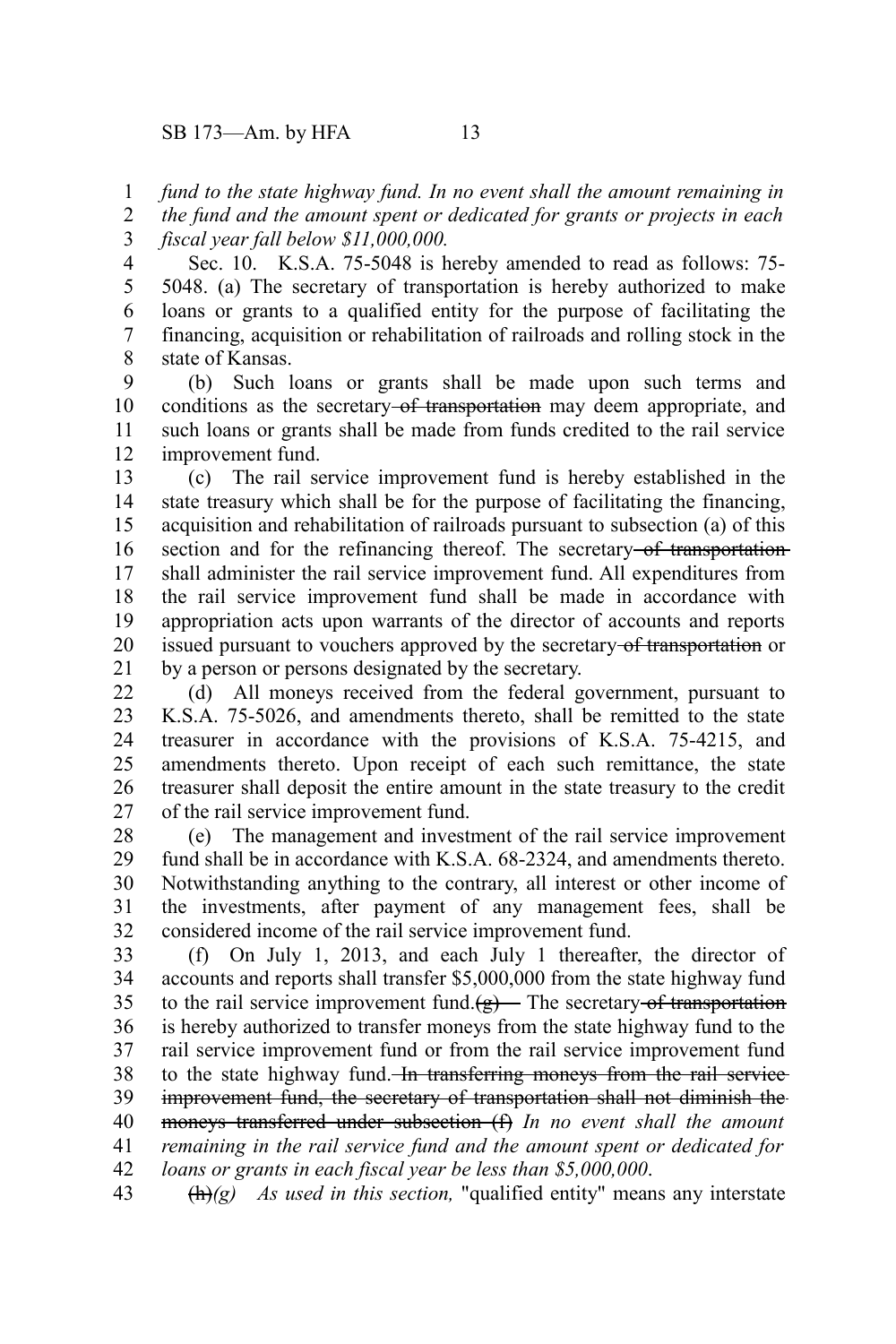*fund to the state highway fund. In no event shall the amount remaining in the fund and the amount spent or dedicated for grants or projects in each fiscal year fall below $11,000,000.*

Sec. 10. K.S.A. 75-5048 is hereby amended to read as follows: 75-5048. (a) The secretary of transportation is hereby authorized to make loans or grants to a qualified entity for the purpose of facilitating the financing, acquisition or rehabilitation of railroads and rolling stock in the state of Kansas.

(b) Such loans or grants shall be made upon such terms and conditions as the secretary ~~of transportation~~ may deem appropriate, and such loans or grants shall be made from funds credited to the rail service improvement fund.

(c) The rail service improvement fund is hereby established in the state treasury which shall be for the purpose of facilitating the financing, acquisition and rehabilitation of railroads pursuant to subsection (a) of this section and for the refinancing thereof. The secretary ~~of transportation~~ shall administer the rail service improvement fund. All expenditures from the rail service improvement fund shall be made in accordance with appropriation acts upon warrants of the director of accounts and reports issued pursuant to vouchers approved by the secretary ~~of transportation~~ or by a person or persons designated by the secretary.

(d) All moneys received from the federal government, pursuant to K.S.A. 75-5026, and amendments thereto, shall be remitted to the state treasurer in accordance with the provisions of K.S.A. 75-4215, and amendments thereto. Upon receipt of each such remittance, the state treasurer shall deposit the entire amount in the state treasury to the credit of the rail service improvement fund.

(e) The management and investment of the rail service improvement fund shall be in accordance with K.S.A. 68-2324, and amendments thereto. Notwithstanding anything to the contrary, all interest or other income of the investments, after payment of any management fees, shall be considered income of the rail service improvement fund.

(f) On July 1, 2013, and each July 1 thereafter, the director of accounts and reports shall transfer $5,000,000 from the state highway fund to the rail service improvement fund. ~~(g)~~ The secretary ~~of transportation~~ is hereby authorized to transfer moneys from the state highway fund to the rail service improvement fund or from the rail service improvement fund to the state highway fund. ~~In transferring moneys from the rail service improvement fund, the secretary of transportation shall not diminish the moneys transferred under subsection (f)~~ *In no event shall the amount remaining in the rail service fund and the amount spent or dedicated for loans or grants in each fiscal year be less than $5,000,000*.

~~(h)~~*(g) As used in this section,* "qualified entity" means any interstate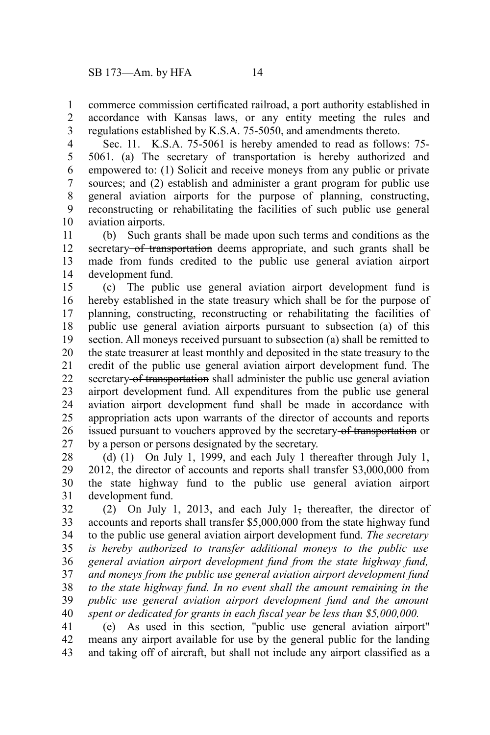commerce commission certificated railroad, a port authority established in accordance with Kansas laws, or any entity meeting the rules and regulations established by K.S.A. 75-5050, and amendments thereto.

Sec. 11. K.S.A. 75-5061 is hereby amended to read as follows: 75-5061. (a) The secretary of transportation is hereby authorized and empowered to: (1) Solicit and receive moneys from any public or private sources; and (2) establish and administer a grant program for public use general aviation airports for the purpose of planning, constructing, reconstructing or rehabilitating the facilities of such public use general aviation airports.

(b) Such grants shall be made upon such terms and conditions as the secretary ~~of transportation~~ deems appropriate, and such grants shall be made from funds credited to the public use general aviation airport development fund.

(c) The public use general aviation airport development fund is hereby established in the state treasury which shall be for the purpose of planning, constructing, reconstructing or rehabilitating the facilities of public use general aviation airports pursuant to subsection (a) of this section. All moneys received pursuant to subsection (a) shall be remitted to the state treasurer at least monthly and deposited in the state treasury to the credit of the public use general aviation airport development fund. The secretary ~~of transportation~~ shall administer the public use general aviation airport development fund. All expenditures from the public use general aviation airport development fund shall be made in accordance with appropriation acts upon warrants of the director of accounts and reports issued pursuant to vouchers approved by the secretary ~~of transportation~~ or by a person or persons designated by the secretary.

(d) (1) On July 1, 1999, and each July 1 thereafter through July 1, 2012, the director of accounts and reports shall transfer $3,000,000 from the state highway fund to the public use general aviation airport development fund.

(2) On July 1, 2013, and each July 1~~,~~ thereafter, the director of accounts and reports shall transfer $5,000,000 from the state highway fund to the public use general aviation airport development fund. *The secretary is hereby authorized to transfer additional moneys to the public use general aviation airport development fund from the state highway fund, and moneys from the public use general aviation airport development fund to the state highway fund. In no event shall the amount remaining in the public use general aviation airport development fund and the amount spent or dedicated for grants in each fiscal year be less than $5,000,000.*

(e) As used in this section*,* "public use general aviation airport" means any airport available for use by the general public for the landing and taking off of aircraft, but shall not include any airport classified as a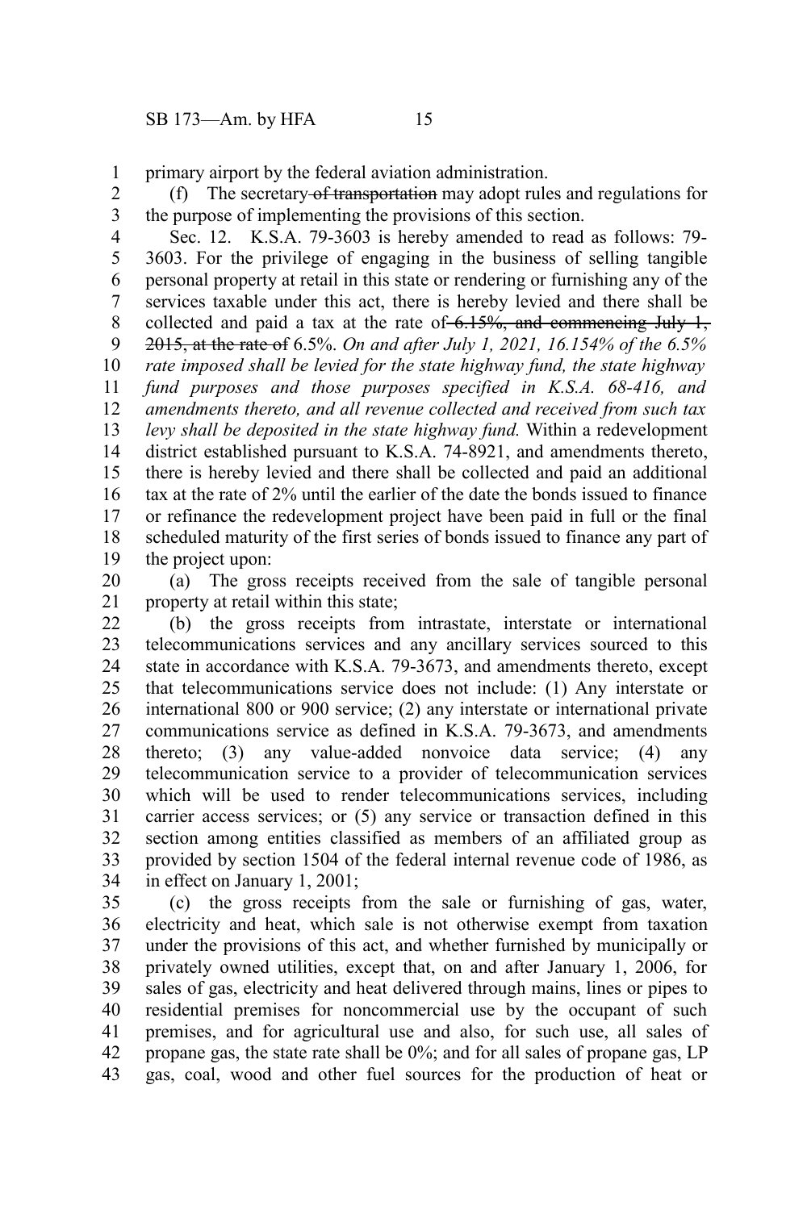primary airport by the federal aviation administration.

(f) The secretary ~~of transportation~~ may adopt rules and regulations for the purpose of implementing the provisions of this section.

Sec. 12. K.S.A. 79-3603 is hereby amended to read as follows: 79-3603. For the privilege of engaging in the business of selling tangible personal property at retail in this state or rendering or furnishing any of the services taxable under this act, there is hereby levied and there shall be collected and paid a tax at the rate of ~~6.15%, and commencing July 1, 2015, at the rate of~~ 6.5%. *On and after July 1, 2021, 16.154% of the 6.5% rate imposed shall be levied for the state highway fund, the state highway fund purposes and those purposes specified in K.S.A. 68-416, and amendments thereto, and all revenue collected and received from such tax levy shall be deposited in the state highway fund.* Within a redevelopment district established pursuant to K.S.A. 74-8921, and amendments thereto, there is hereby levied and there shall be collected and paid an additional tax at the rate of 2% until the earlier of the date the bonds issued to finance or refinance the redevelopment project have been paid in full or the final scheduled maturity of the first series of bonds issued to finance any part of the project upon:

(a) The gross receipts received from the sale of tangible personal property at retail within this state;

(b) the gross receipts from intrastate, interstate or international telecommunications services and any ancillary services sourced to this state in accordance with K.S.A. 79-3673, and amendments thereto, except that telecommunications service does not include: (1) Any interstate or international 800 or 900 service; (2) any interstate or international private communications service as defined in K.S.A. 79-3673, and amendments thereto; (3) any value-added nonvoice data service; (4) any telecommunication service to a provider of telecommunication services which will be used to render telecommunications services, including carrier access services; or (5) any service or transaction defined in this section among entities classified as members of an affiliated group as provided by section 1504 of the federal internal revenue code of 1986, as in effect on January 1, 2001;

(c) the gross receipts from the sale or furnishing of gas, water, electricity and heat, which sale is not otherwise exempt from taxation under the provisions of this act, and whether furnished by municipally or privately owned utilities, except that, on and after January 1, 2006, for sales of gas, electricity and heat delivered through mains, lines or pipes to residential premises for noncommercial use by the occupant of such premises, and for agricultural use and also, for such use, all sales of propane gas, the state rate shall be 0%; and for all sales of propane gas, LP gas, coal, wood and other fuel sources for the production of heat or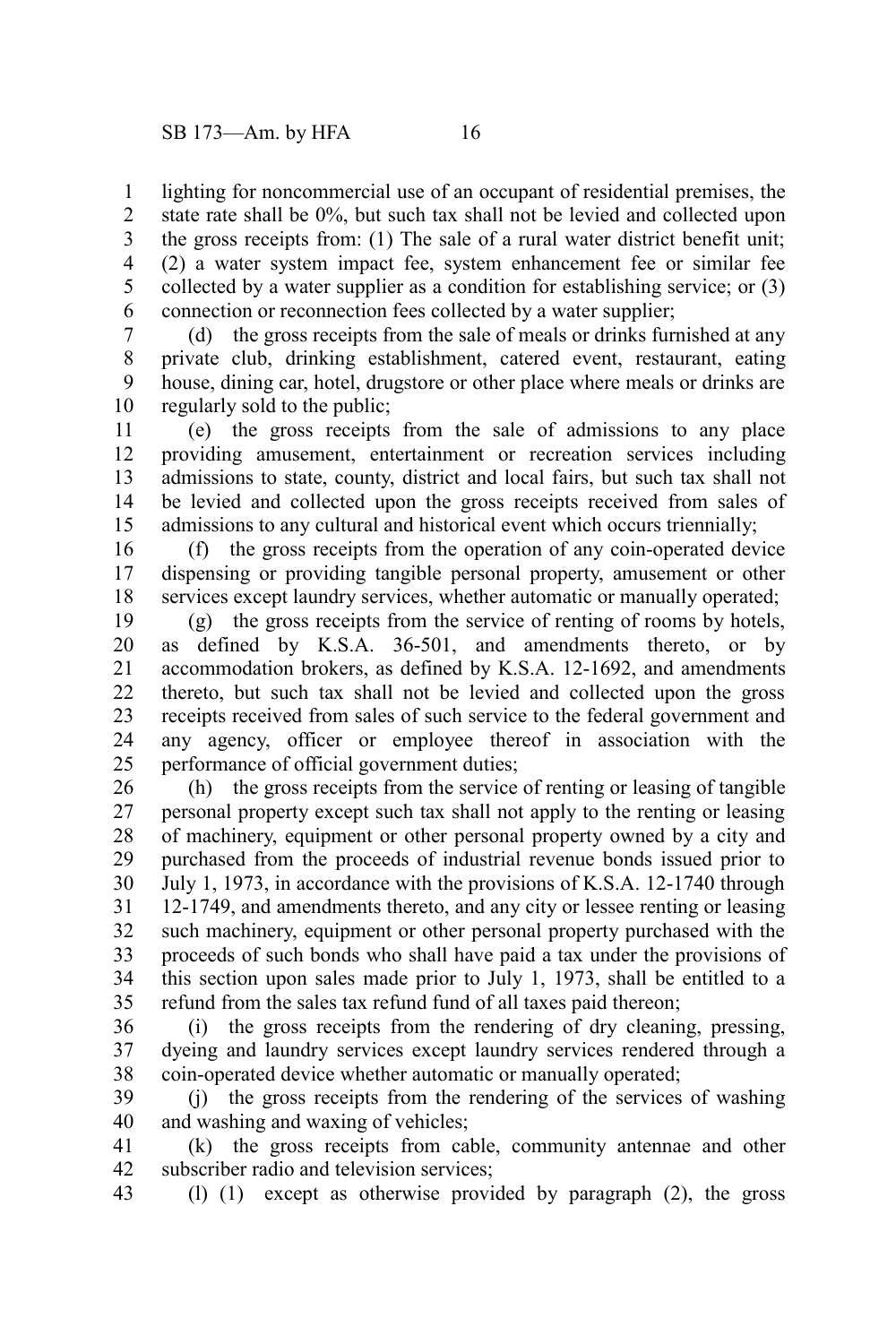lighting for noncommercial use of an occupant of residential premises, the state rate shall be 0%, but such tax shall not be levied and collected upon the gross receipts from: (1) The sale of a rural water district benefit unit; (2) a water system impact fee, system enhancement fee or similar fee collected by a water supplier as a condition for establishing service; or (3) connection or reconnection fees collected by a water supplier;

(d) the gross receipts from the sale of meals or drinks furnished at any private club, drinking establishment, catered event, restaurant, eating house, dining car, hotel, drugstore or other place where meals or drinks are regularly sold to the public;

(e) the gross receipts from the sale of admissions to any place providing amusement, entertainment or recreation services including admissions to state, county, district and local fairs, but such tax shall not be levied and collected upon the gross receipts received from sales of admissions to any cultural and historical event which occurs triennially;

(f) the gross receipts from the operation of any coin-operated device dispensing or providing tangible personal property, amusement or other services except laundry services, whether automatic or manually operated;

(g) the gross receipts from the service of renting of rooms by hotels, as defined by K.S.A. 36-501, and amendments thereto, or by accommodation brokers, as defined by K.S.A. 12-1692, and amendments thereto, but such tax shall not be levied and collected upon the gross receipts received from sales of such service to the federal government and any agency, officer or employee thereof in association with the performance of official government duties;

(h) the gross receipts from the service of renting or leasing of tangible personal property except such tax shall not apply to the renting or leasing of machinery, equipment or other personal property owned by a city and purchased from the proceeds of industrial revenue bonds issued prior to July 1, 1973, in accordance with the provisions of K.S.A. 12-1740 through 12-1749, and amendments thereto, and any city or lessee renting or leasing such machinery, equipment or other personal property purchased with the proceeds of such bonds who shall have paid a tax under the provisions of this section upon sales made prior to July 1, 1973, shall be entitled to a refund from the sales tax refund fund of all taxes paid thereon;

(i) the gross receipts from the rendering of dry cleaning, pressing, dyeing and laundry services except laundry services rendered through a coin-operated device whether automatic or manually operated;

(j) the gross receipts from the rendering of the services of washing and washing and waxing of vehicles;

(k) the gross receipts from cable, community antennae and other subscriber radio and television services;

(l) (1) except as otherwise provided by paragraph (2), the gross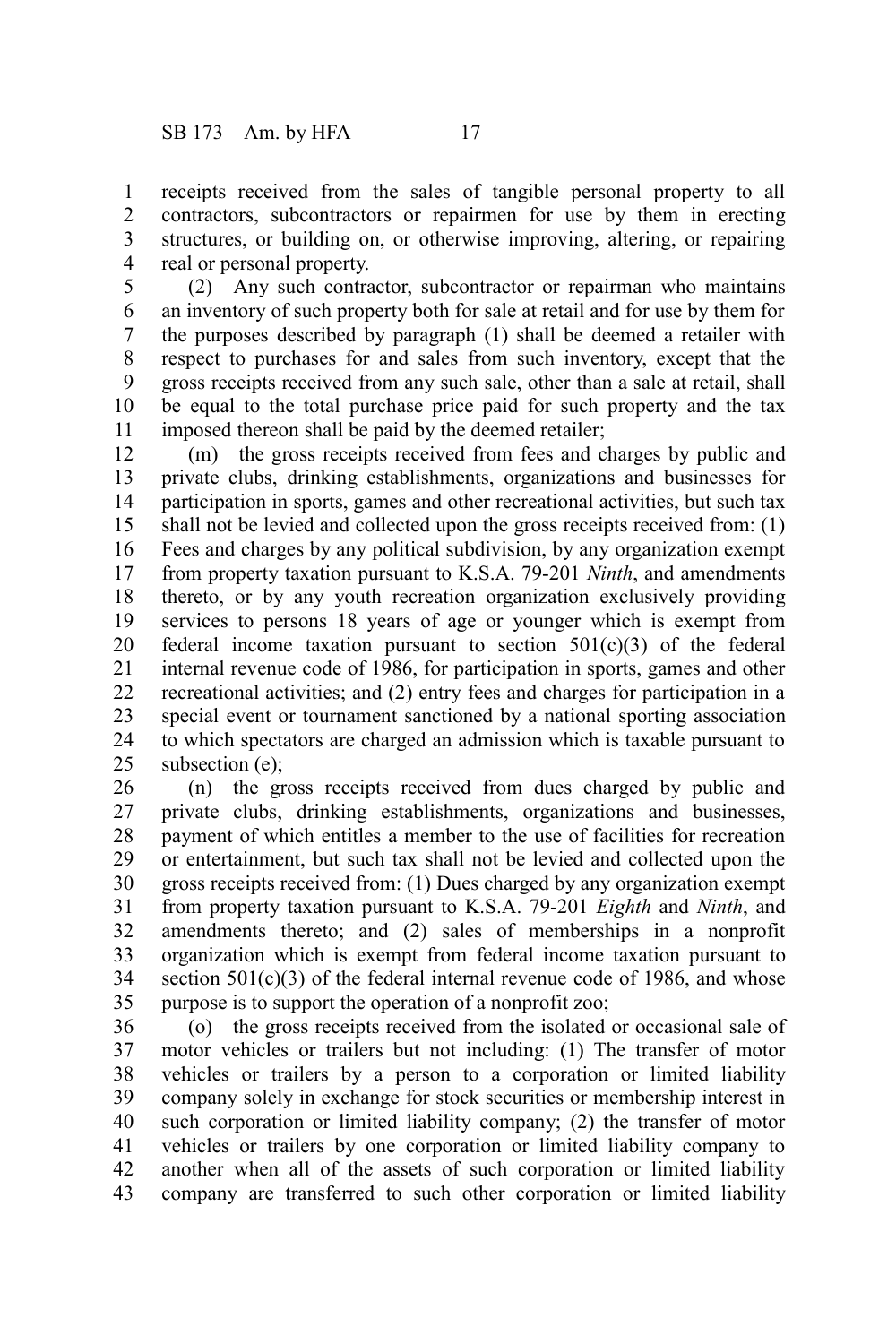receipts received from the sales of tangible personal property to all contractors, subcontractors or repairmen for use by them in erecting structures, or building on, or otherwise improving, altering, or repairing real or personal property.

(2) Any such contractor, subcontractor or repairman who maintains an inventory of such property both for sale at retail and for use by them for the purposes described by paragraph (1) shall be deemed a retailer with respect to purchases for and sales from such inventory, except that the gross receipts received from any such sale, other than a sale at retail, shall be equal to the total purchase price paid for such property and the tax imposed thereon shall be paid by the deemed retailer;

(m) the gross receipts received from fees and charges by public and private clubs, drinking establishments, organizations and businesses for participation in sports, games and other recreational activities, but such tax shall not be levied and collected upon the gross receipts received from: (1) Fees and charges by any political subdivision, by any organization exempt from property taxation pursuant to K.S.A. 79-201 *Ninth*, and amendments thereto, or by any youth recreation organization exclusively providing services to persons 18 years of age or younger which is exempt from federal income taxation pursuant to section 501(c)(3) of the federal internal revenue code of 1986, for participation in sports, games and other recreational activities; and (2) entry fees and charges for participation in a special event or tournament sanctioned by a national sporting association to which spectators are charged an admission which is taxable pursuant to subsection (e);

(n) the gross receipts received from dues charged by public and private clubs, drinking establishments, organizations and businesses, payment of which entitles a member to the use of facilities for recreation or entertainment, but such tax shall not be levied and collected upon the gross receipts received from: (1) Dues charged by any organization exempt from property taxation pursuant to K.S.A. 79-201 *Eighth* and *Ninth*, and amendments thereto; and (2) sales of memberships in a nonprofit organization which is exempt from federal income taxation pursuant to section 501(c)(3) of the federal internal revenue code of 1986, and whose purpose is to support the operation of a nonprofit zoo;

(o) the gross receipts received from the isolated or occasional sale of motor vehicles or trailers but not including: (1) The transfer of motor vehicles or trailers by a person to a corporation or limited liability company solely in exchange for stock securities or membership interest in such corporation or limited liability company; (2) the transfer of motor vehicles or trailers by one corporation or limited liability company to another when all of the assets of such corporation or limited liability company are transferred to such other corporation or limited liability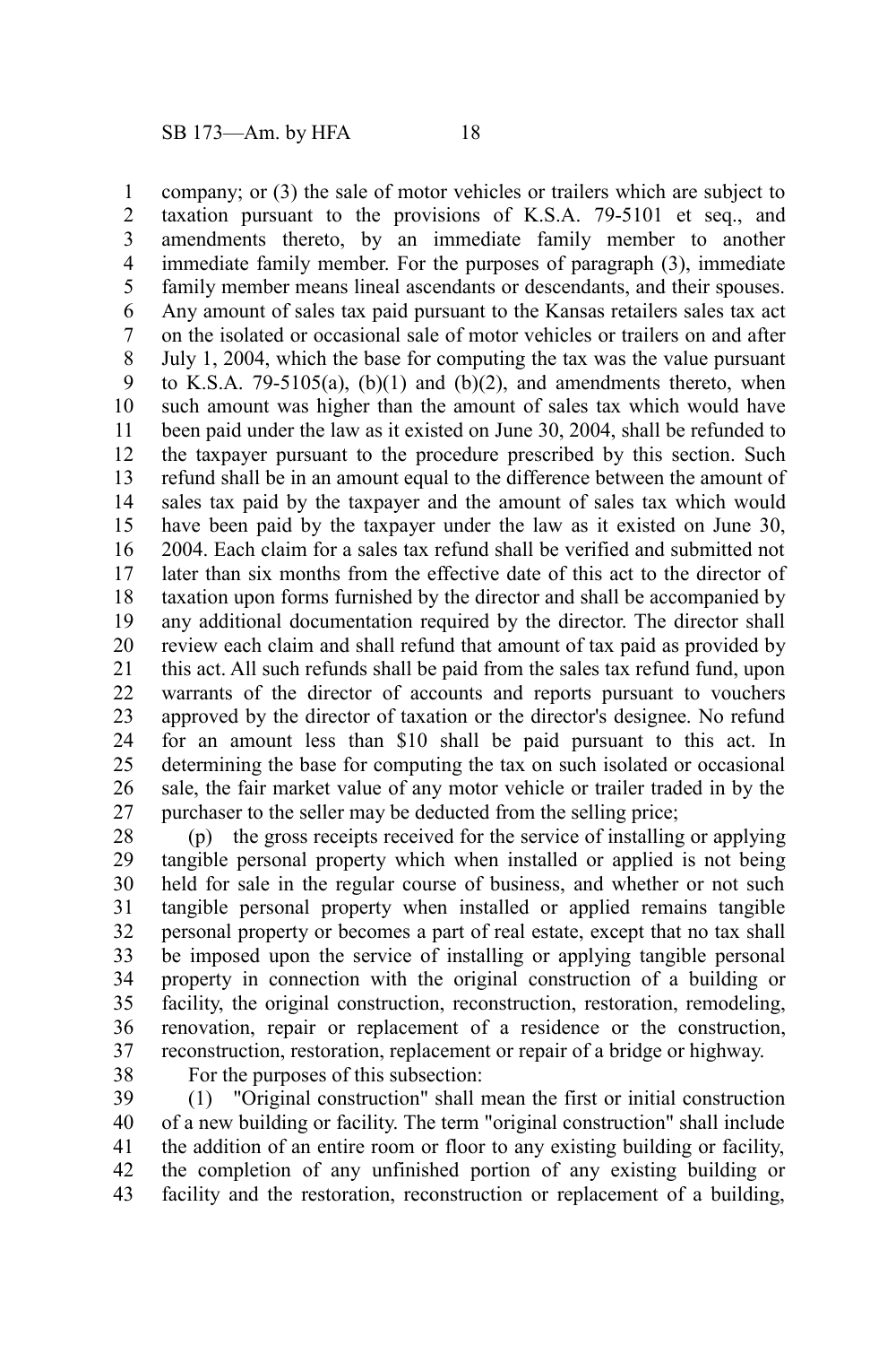company; or (3) the sale of motor vehicles or trailers which are subject to taxation pursuant to the provisions of K.S.A. 79-5101 et seq., and amendments thereto, by an immediate family member to another immediate family member. For the purposes of paragraph (3), immediate family member means lineal ascendants or descendants, and their spouses. Any amount of sales tax paid pursuant to the Kansas retailers sales tax act on the isolated or occasional sale of motor vehicles or trailers on and after July 1, 2004, which the base for computing the tax was the value pursuant to K.S.A. 79-5105(a), (b)(1) and (b)(2), and amendments thereto, when such amount was higher than the amount of sales tax which would have been paid under the law as it existed on June 30, 2004, shall be refunded to the taxpayer pursuant to the procedure prescribed by this section. Such refund shall be in an amount equal to the difference between the amount of sales tax paid by the taxpayer and the amount of sales tax which would have been paid by the taxpayer under the law as it existed on June 30, 2004. Each claim for a sales tax refund shall be verified and submitted not later than six months from the effective date of this act to the director of taxation upon forms furnished by the director and shall be accompanied by any additional documentation required by the director. The director shall review each claim and shall refund that amount of tax paid as provided by this act. All such refunds shall be paid from the sales tax refund fund, upon warrants of the director of accounts and reports pursuant to vouchers approved by the director of taxation or the director's designee. No refund for an amount less than $10 shall be paid pursuant to this act. In determining the base for computing the tax on such isolated or occasional sale, the fair market value of any motor vehicle or trailer traded in by the purchaser to the seller may be deducted from the selling price;

(p) the gross receipts received for the service of installing or applying tangible personal property which when installed or applied is not being held for sale in the regular course of business, and whether or not such tangible personal property when installed or applied remains tangible personal property or becomes a part of real estate, except that no tax shall be imposed upon the service of installing or applying tangible personal property in connection with the original construction of a building or facility, the original construction, reconstruction, restoration, remodeling, renovation, repair or replacement of a residence or the construction, reconstruction, restoration, replacement or repair of a bridge or highway.

For the purposes of this subsection:

(1) "Original construction" shall mean the first or initial construction of a new building or facility. The term "original construction" shall include the addition of an entire room or floor to any existing building or facility, the completion of any unfinished portion of any existing building or facility and the restoration, reconstruction or replacement of a building,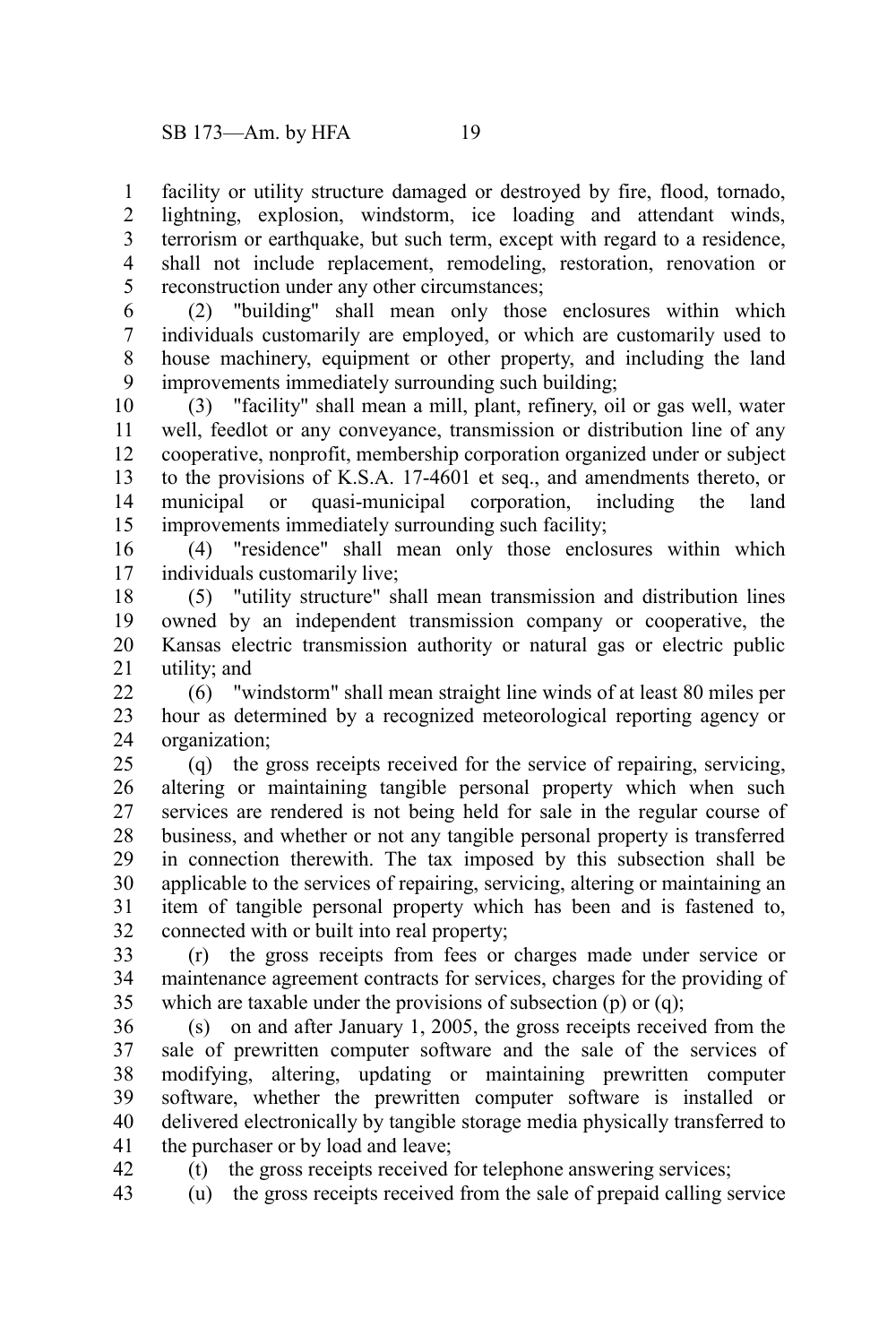facility or utility structure damaged or destroyed by fire, flood, tornado, lightning, explosion, windstorm, ice loading and attendant winds, terrorism or earthquake, but such term, except with regard to a residence, shall not include replacement, remodeling, restoration, renovation or reconstruction under any other circumstances;

(2) "building" shall mean only those enclosures within which individuals customarily are employed, or which are customarily used to house machinery, equipment or other property, and including the land improvements immediately surrounding such building;

(3) "facility" shall mean a mill, plant, refinery, oil or gas well, water well, feedlot or any conveyance, transmission or distribution line of any cooperative, nonprofit, membership corporation organized under or subject to the provisions of K.S.A. 17-4601 et seq., and amendments thereto, or municipal or quasi-municipal corporation, including the land improvements immediately surrounding such facility;

(4) "residence" shall mean only those enclosures within which individuals customarily live;

(5) "utility structure" shall mean transmission and distribution lines owned by an independent transmission company or cooperative, the Kansas electric transmission authority or natural gas or electric public utility; and

(6) "windstorm" shall mean straight line winds of at least 80 miles per hour as determined by a recognized meteorological reporting agency or organization;

(q) the gross receipts received for the service of repairing, servicing, altering or maintaining tangible personal property which when such services are rendered is not being held for sale in the regular course of business, and whether or not any tangible personal property is transferred in connection therewith. The tax imposed by this subsection shall be applicable to the services of repairing, servicing, altering or maintaining an item of tangible personal property which has been and is fastened to, connected with or built into real property;

(r) the gross receipts from fees or charges made under service or maintenance agreement contracts for services, charges for the providing of which are taxable under the provisions of subsection (p) or (q);

(s) on and after January 1, 2005, the gross receipts received from the sale of prewritten computer software and the sale of the services of modifying, altering, updating or maintaining prewritten computer software, whether the prewritten computer software is installed or delivered electronically by tangible storage media physically transferred to the purchaser or by load and leave;

(t) the gross receipts received for telephone answering services;

(u) the gross receipts received from the sale of prepaid calling service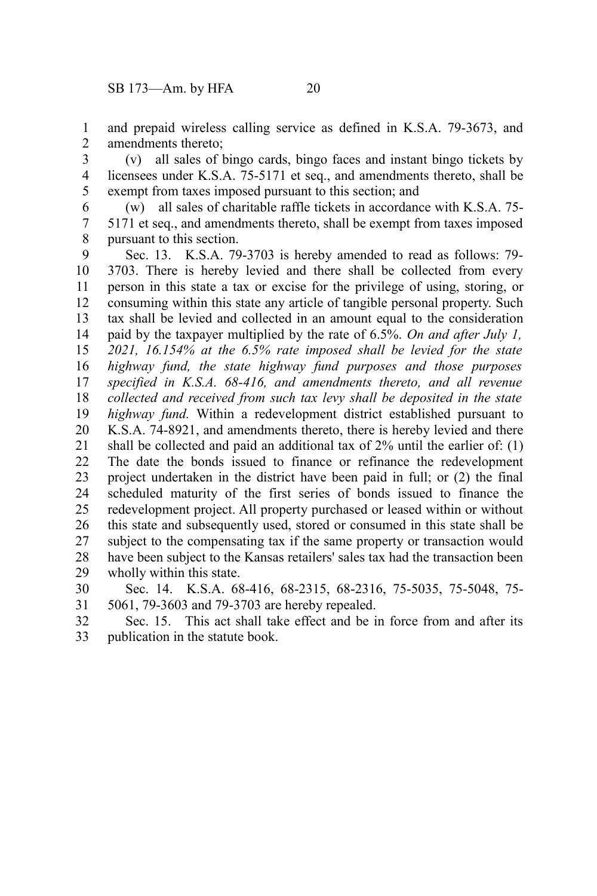and prepaid wireless calling service as defined in K.S.A. 79-3673, and amendments thereto;

(v) all sales of bingo cards, bingo faces and instant bingo tickets by licensees under K.S.A. 75-5171 et seq., and amendments thereto, shall be exempt from taxes imposed pursuant to this section; and

(w) all sales of charitable raffle tickets in accordance with K.S.A. 75-5171 et seq., and amendments thereto, shall be exempt from taxes imposed pursuant to this section.

Sec. 13. K.S.A. 79-3703 is hereby amended to read as follows: 79-3703. There is hereby levied and there shall be collected from every person in this state a tax or excise for the privilege of using, storing, or consuming within this state any article of tangible personal property. Such tax shall be levied and collected in an amount equal to the consideration paid by the taxpayer multiplied by the rate of 6.5%. *On and after July 1, 2021, 16.154% at the 6.5% rate imposed shall be levied for the state highway fund, the state highway fund purposes and those purposes specified in K.S.A. 68-416, and amendments thereto, and all revenue collected and received from such tax levy shall be deposited in the state highway fund.* Within a redevelopment district established pursuant to K.S.A. 74-8921, and amendments thereto, there is hereby levied and there shall be collected and paid an additional tax of 2% until the earlier of: (1) The date the bonds issued to finance or refinance the redevelopment project undertaken in the district have been paid in full; or (2) the final scheduled maturity of the first series of bonds issued to finance the redevelopment project. All property purchased or leased within or without this state and subsequently used, stored or consumed in this state shall be subject to the compensating tax if the same property or transaction would have been subject to the Kansas retailers' sales tax had the transaction been wholly within this state.

Sec. 14. K.S.A. 68-416, 68-2315, 68-2316, 75-5035, 75-5048, 75-5061, 79-3603 and 79-3703 are hereby repealed.

Sec. 15. This act shall take effect and be in force from and after its publication in the statute book.